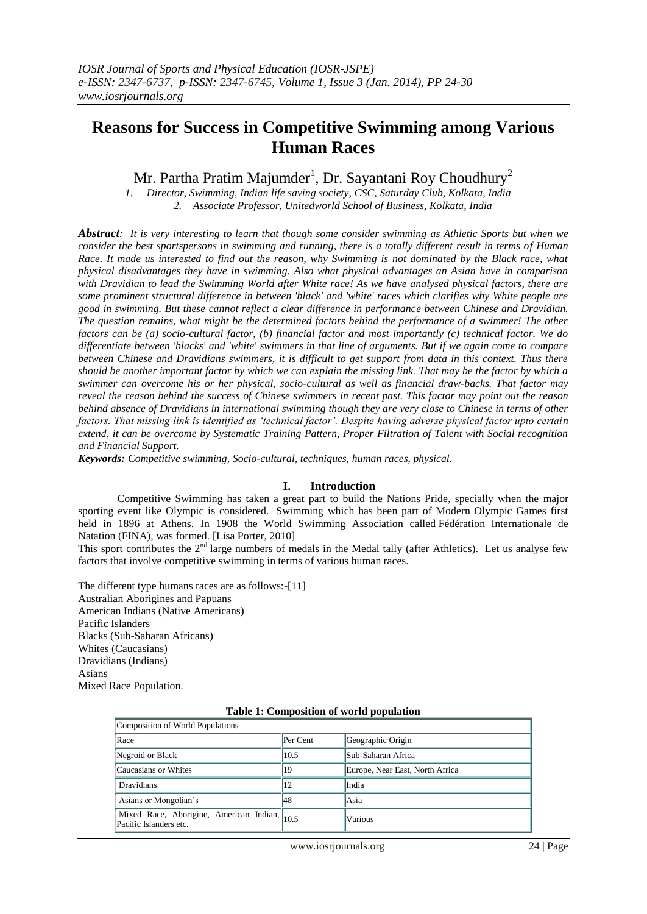# Reasons for Success in Competitive Swimming among Various Human Races

Mr. Partha Pratim Majumder[1], Dr. Sayantani Roy Choudhury[2]

1. Director, Swimming, Indian life saving society, CSC, Saturday Club, Kolkata, India
2. Associate Professor, Unitedworld School of Business, Kolkata, India

***Abstract:*** *It is very interesting to learn that though some consider swimming as Athletic Sports but when we consider the best sportspersons in swimming and running, there is a totally different result in terms of Human Race. It made us interested to find out the reason, why Swimming is not dominated by the Black race, what physical disadvantages they have in swimming. Also what physical advantages an Asian have in comparison with Dravidian to lead the Swimming World after White race! As we have analysed physical factors, there are some prominent structural difference in between 'black' and 'white' races which clarifies why White people are good in swimming. But these cannot reflect a clear difference in performance between Chinese and Dravidian. The question remains, what might be the determined factors behind the performance of a swimmer! The other factors can be (a) socio-cultural factor, (b) financial factor and most importantly (c) technical factor. We do differentiate between 'blacks' and 'white' swimmers in that line of arguments. But if we again come to compare between Chinese and Dravidians swimmers, it is difficult to get support from data in this context. Thus there should be another important factor by which we can explain the missing link. That may be the factor by which a swimmer can overcome his or her physical, socio-cultural as well as financial draw-backs. That factor may reveal the reason behind the success of Chinese swimmers in recent past. This factor may point out the reason behind absence of Dravidians in international swimming though they are very close to Chinese in terms of other factors. That missing link is identified as 'technical factor'. Despite having adverse physical factor upto certain extend, it can be overcome by Systematic Training Pattern, Proper Filtration of Talent with Social recognition and Financial Support.*

***Keywords:*** *Competitive swimming, Socio-cultural, techniques, human races, physical.*

## I. Introduction

Competitive Swimming has taken a great part to build the Nations Pride, specially when the major sporting event like Olympic is considered. Swimming which has been part of Modern Olympic Games first held in 1896 at Athens. In 1908 the World Swimming Association called Fédération Internationale de Natation (FINA), was formed. [Lisa Porter, 2010]

This sport contributes the 2nd large numbers of medals in the Medal tally (after Athletics). Let us analyse few factors that involve competitive swimming in terms of various human races.

The different type humans races are as follows:-[11]
Australian Aborigines and Papuans
American Indians (Native Americans)
Pacific Islanders
Blacks (Sub-Saharan Africans)
Whites (Caucasians)
Dravidians (Indians)
Asians
Mixed Race Population.

**Table 1: Composition of world population**

| Composition of World Populations | | |
|---|---|---|
| Race | Per Cent | Geographic Origin |
| Negroid or Black | 10.5 | Sub-Saharan Africa |
| Caucasians or Whites | 19 | Europe, Near East, North Africa |
| Dravidians | 12 | India |
| Asians or Mongolian's | 48 | Asia |
| Mixed Race, Aborigine, American Indian, Pacific Islanders etc. | 10.5 | Various |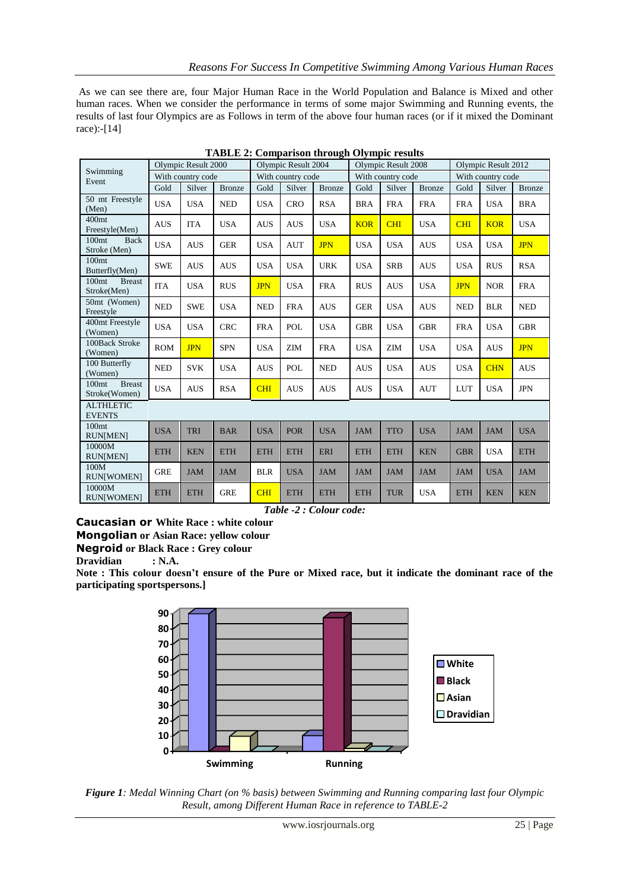As we can see there are, four Major Human Race in the World Population and Balance is Mixed and other human races. When we consider the performance in terms of some major Swimming and Running events, the results of last four Olympics are as Follows in term of the above four human races (or if it mixed the Dominant race):-[14]

**TABLE 2: Comparison through Olympic results**

| Swimming Event | Olympic Result 2000 | | | Olympic Result 2004 | | | Olympic Result 2008 | | | Olympic Result 2012 | | |
|---|---|---|---|---|---|---|---|---|---|---|---|---|
| | With country code | | | With country code | | | With country code | | | With country code | | |
| | Gold | Silver | Bronze | Gold | Silver | Bronze | Gold | Silver | Bronze | Gold | Silver | Bronze |
| 50 mt Freestyle (Men) | USA | USA | NED | USA | CRO | RSA | BRA | FRA | FRA | FRA | USA | BRA |
| 400mt Freestyle(Men) | AUS | ITA | USA | AUS | AUS | USA | KOR | CHI | USA | CHI | KOR | USA |
| 100mt Back Stroke (Men) | USA | AUS | GER | USA | AUT | JPN | USA | USA | AUS | USA | USA | JPN |
| 100mt Butterfly(Men) | SWE | AUS | AUS | USA | USA | URK | USA | SRB | AUS | USA | RUS | RSA |
| 100mt Breast Stroke(Men) | ITA | USA | RUS | JPN | USA | FRA | RUS | AUS | USA | JPN | NOR | FRA |
| 50mt (Women) Freestyle | NED | SWE | USA | NED | FRA | AUS | GER | USA | AUS | NED | BLR | NED |
| 400mt Freestyle (Women) | USA | USA | CRC | FRA | POL | USA | GBR | USA | GBR | FRA | USA | GBR |
| 100Back Stroke (Women) | ROM | JPN | SPN | USA | ZIM | FRA | USA | ZIM | USA | USA | AUS | JPN |
| 100 Butterfly (Women) | NED | SVK | USA | AUS | POL | NED | AUS | USA | AUS | USA | CHN | AUS |
| 100mt Breast Stroke(Women) | USA | AUS | RSA | CHI | AUS | AUS | AUS | USA | AUT | LUT | USA | JPN |
| ALTHLETIC EVENTS | | | | | | | | | | | | |
| 100mt RUN[MEN] | USA | TRI | BAR | USA | POR | USA | JAM | TTO | USA | JAM | JAM | USA |
| 10000M RUN[MEN] | ETH | KEN | ETH | ETH | ETH | ERI | ETH | ETH | KEN | GBR | USA | ETH |
| 100M RUN[WOMEN] | GRE | JAM | JAM | BLR | USA | JAM | JAM | JAM | JAM | JAM | USA | JAM |
| 10000M RUN[WOMEN] | ETH | ETH | GRE | CHI | ETH | ETH | ETH | TUR | USA | ETH | KEN | KEN |

*Table -2 : Colour code:*

**Caucasian or White Race : white colour**
**Mongolian or Asian Race: yellow colour**
**Negroid or Black Race : Grey colour**
**Dravidian : N.A.**
**Note : This colour doesn't ensure of the Pure or Mixed race, but it indicate the dominant race of the participating sportspersons.]**

*Figure 1: Medal Winning Chart (on % basis) between Swimming and Running comparing last four Olympic Result, among Different Human Race in reference to TABLE-2*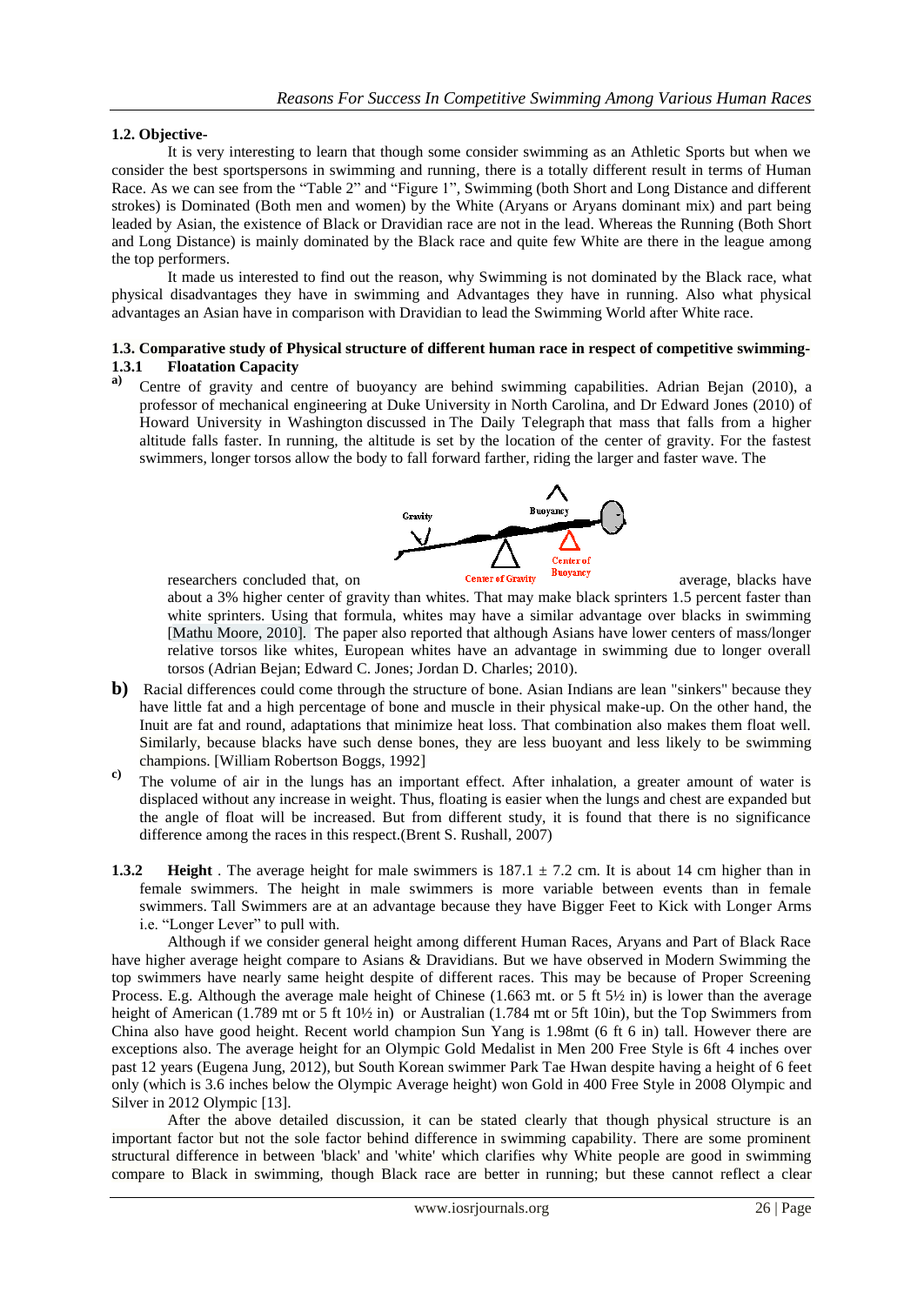### 1.2. Objective-

It is very interesting to learn that though some consider swimming as an Athletic Sports but when we consider the best sportspersons in swimming and running, there is a totally different result in terms of Human Race. As we can see from the "Table 2" and "Figure 1", Swimming (both Short and Long Distance and different strokes) is Dominated (Both men and women) by the White (Aryans or Aryans dominant mix) and part being leaded by Asian, the existence of Black or Dravidian race are not in the lead. Whereas the Running (Both Short and Long Distance) is mainly dominated by the Black race and quite few White are there in the league among the top performers.

It made us interested to find out the reason, why Swimming is not dominated by the Black race, what physical disadvantages they have in swimming and Advantages they have in running. Also what physical advantages an Asian have in comparison with Dravidian to lead the Swimming World after White race.

### 1.3. Comparative study of Physical structure of different human race in respect of competitive swimming-

#### 1.3.1 Floatation Capacity

a) Centre of gravity and centre of buoyancy are behind swimming capabilities. Adrian Bejan (2010), a professor of mechanical engineering at Duke University in North Carolina, and Dr Edward Jones (2010) of Howard University in Washington discussed in The Daily Telegraph that mass that falls from a higher altitude falls faster. In running, the altitude is set by the location of the center of gravity. For the fastest swimmers, longer torsos allow the body to fall forward farther, riding the larger and faster wave. The researchers concluded that, on average, blacks have about a 3% higher center of gravity than whites. That may make black sprinters 1.5 percent faster than white sprinters. Using that formula, whites may have a similar advantage over blacks in swimming [Mathu Moore, 2010]. The paper also reported that although Asians have lower centers of mass/longer relative torsos like whites, European whites have an advantage in swimming due to longer overall torsos (Adrian Bejan; Edward C. Jones; Jordan D. Charles; 2010).

b) Racial differences could come through the structure of bone. Asian Indians are lean "sinkers" because they have little fat and a high percentage of bone and muscle in their physical make-up. On the other hand, the Inuit are fat and round, adaptations that minimize heat loss. That combination also makes them float well. Similarly, because blacks have such dense bones, they are less buoyant and less likely to be swimming champions. [William Robertson Boggs, 1992]

c) The volume of air in the lungs has an important effect. After inhalation, a greater amount of water is displaced without any increase in weight. Thus, floating is easier when the lungs and chest are expanded but the angle of float will be increased. But from different study, it is found that there is no significance difference among the races in this respect.(Brent S. Rushall, 2007)

#### 1.3.2 Height

**Height** . The average height for male swimmers is 187.1 ± 7.2 cm. It is about 14 cm higher than in female swimmers. The height in male swimmers is more variable between events than in female swimmers. Tall Swimmers are at an advantage because they have Bigger Feet to Kick with Longer Arms i.e. "Longer Lever" to pull with.

Although if we consider general height among different Human Races, Aryans and Part of Black Race have higher average height compare to Asians & Dravidians. But we have observed in Modern Swimming the top swimmers have nearly same height despite of different races. This may be because of Proper Screening Process. E.g. Although the average male height of Chinese (1.663 mt. or 5 ft 5½ in) is lower than the average height of American (1.789 mt or 5 ft 10½ in) or Australian (1.784 mt or 5ft 10in), but the Top Swimmers from China also have good height. Recent world champion Sun Yang is 1.98mt (6 ft 6 in) tall. However there are exceptions also. The average height for an Olympic Gold Medalist in Men 200 Free Style is 6ft 4 inches over past 12 years (Eugena Jung, 2012), but South Korean swimmer Park Tae Hwan despite having a height of 6 feet only (which is 3.6 inches below the Olympic Average height) won Gold in 400 Free Style in 2008 Olympic and Silver in 2012 Olympic [13].

After the above detailed discussion, it can be stated clearly that though physical structure is an important factor but not the sole factor behind difference in swimming capability. There are some prominent structural difference in between 'black' and 'white' which clarifies why White people are good in swimming compare to Black in swimming, though Black race are better in running; but these cannot reflect a clear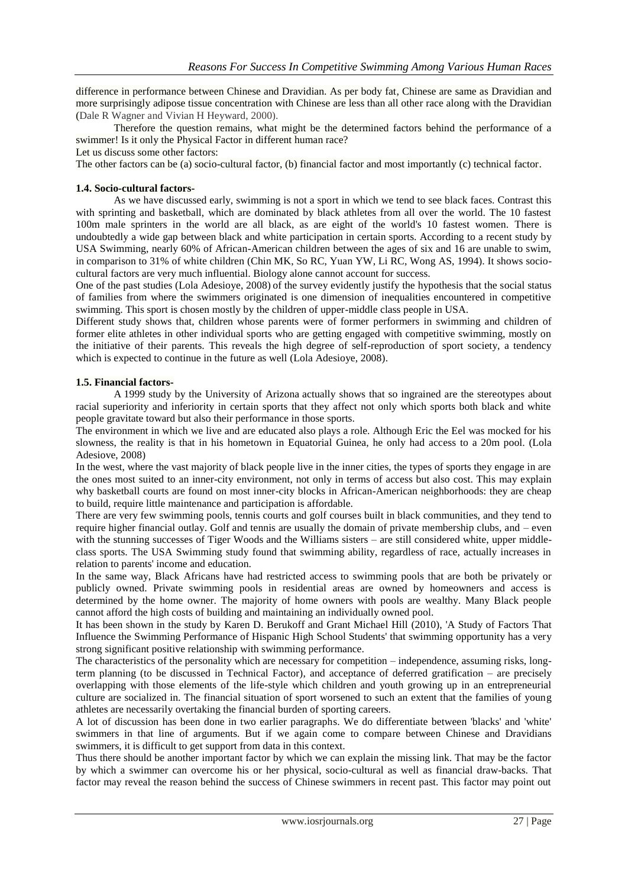difference in performance between Chinese and Dravidian. As per body fat, Chinese are same as Dravidian and more surprisingly adipose tissue concentration with Chinese are less than all other race along with the Dravidian (Dale R Wagner and Vivian H Heyward, 2000).

Therefore the question remains, what might be the determined factors behind the performance of a swimmer! Is it only the Physical Factor in different human race?

Let us discuss some other factors:

The other factors can be (a) socio-cultural factor, (b) financial factor and most importantly (c) technical factor.

### 1.4. Socio-cultural factors-

As we have discussed early, swimming is not a sport in which we tend to see black faces. Contrast this with sprinting and basketball, which are dominated by black athletes from all over the world. The 10 fastest 100m male sprinters in the world are all black, as are eight of the world's 10 fastest women. There is undoubtedly a wide gap between black and white participation in certain sports. According to a recent study by USA Swimming, nearly 60% of African-American children between the ages of six and 16 are unable to swim, in comparison to 31% of white children (Chin MK, So RC, Yuan YW, Li RC, Wong AS, 1994). It shows socio-cultural factors are very much influential. Biology alone cannot account for success.

One of the past studies (Lola Adesioye, 2008) of the survey evidently justify the hypothesis that the social status of families from where the swimmers originated is one dimension of inequalities encountered in competitive swimming. This sport is chosen mostly by the children of upper-middle class people in USA.

Different study shows that, children whose parents were of former performers in swimming and children of former elite athletes in other individual sports who are getting engaged with competitive swimming, mostly on the initiative of their parents. This reveals the high degree of self-reproduction of sport society, a tendency which is expected to continue in the future as well (Lola Adesioye, 2008).

### 1.5. Financial factors-

A 1999 study by the University of Arizona actually shows that so ingrained are the stereotypes about racial superiority and inferiority in certain sports that they affect not only which sports both black and white people gravitate toward but also their performance in those sports.

The environment in which we live and are educated also plays a role. Although Eric the Eel was mocked for his slowness, the reality is that in his hometown in Equatorial Guinea, he only had access to a 20m pool. (Lola Adesiove, 2008)

In the west, where the vast majority of black people live in the inner cities, the types of sports they engage in are the ones most suited to an inner-city environment, not only in terms of access but also cost. This may explain why basketball courts are found on most inner-city blocks in African-American neighborhoods: they are cheap to build, require little maintenance and participation is affordable.

There are very few swimming pools, tennis courts and golf courses built in black communities, and they tend to require higher financial outlay. Golf and tennis are usually the domain of private membership clubs, and – even with the stunning successes of Tiger Woods and the Williams sisters – are still considered white, upper middle-class sports. The USA Swimming study found that swimming ability, regardless of race, actually increases in relation to parents' income and education.

In the same way, Black Africans have had restricted access to swimming pools that are both be privately or publicly owned. Private swimming pools in residential areas are owned by homeowners and access is determined by the home owner. The majority of home owners with pools are wealthy. Many Black people cannot afford the high costs of building and maintaining an individually owned pool.

It has been shown in the study by Karen D. Berukoff and Grant Michael Hill (2010), 'A Study of Factors That Influence the Swimming Performance of Hispanic High School Students' that swimming opportunity has a very strong significant positive relationship with swimming performance.

The characteristics of the personality which are necessary for competition – independence, assuming risks, long-term planning (to be discussed in Technical Factor), and acceptance of deferred gratification – are precisely overlapping with those elements of the life-style which children and youth growing up in an entrepreneurial culture are socialized in. The financial situation of sport worsened to such an extent that the families of young athletes are necessarily overtaking the financial burden of sporting careers.

A lot of discussion has been done in two earlier paragraphs. We do differentiate between 'blacks' and 'white' swimmers in that line of arguments. But if we again come to compare between Chinese and Dravidians swimmers, it is difficult to get support from data in this context.

Thus there should be another important factor by which we can explain the missing link. That may be the factor by which a swimmer can overcome his or her physical, socio-cultural as well as financial draw-backs. That factor may reveal the reason behind the success of Chinese swimmers in recent past. This factor may point out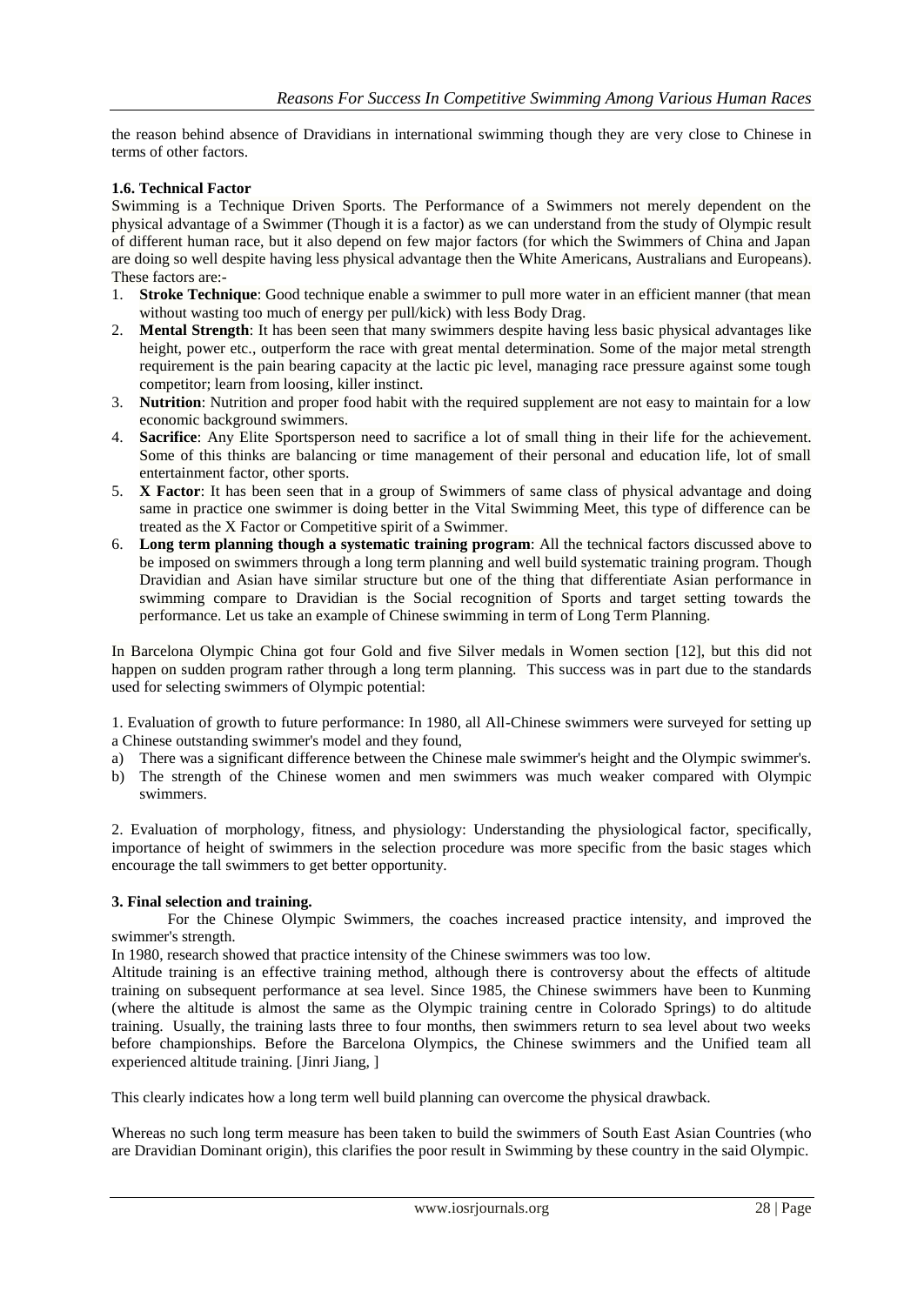the reason behind absence of Dravidians in international swimming though they are very close to Chinese in terms of other factors.

### 1.6. Technical Factor

Swimming is a Technique Driven Sports. The Performance of a Swimmers not merely dependent on the physical advantage of a Swimmer (Though it is a factor) as we can understand from the study of Olympic result of different human race, but it also depend on few major factors (for which the Swimmers of China and Japan are doing so well despite having less physical advantage then the White Americans, Australians and Europeans). These factors are:-

1. **Stroke Technique**: Good technique enable a swimmer to pull more water in an efficient manner (that mean without wasting too much of energy per pull/kick) with less Body Drag.
2. **Mental Strength**: It has been seen that many swimmers despite having less basic physical advantages like height, power etc., outperform the race with great mental determination. Some of the major metal strength requirement is the pain bearing capacity at the lactic pic level, managing race pressure against some tough competitor; learn from loosing, killer instinct.
3. **Nutrition**: Nutrition and proper food habit with the required supplement are not easy to maintain for a low economic background swimmers.
4. **Sacrifice**: Any Elite Sportsperson need to sacrifice a lot of small thing in their life for the achievement. Some of this thinks are balancing or time management of their personal and education life, lot of small entertainment factor, other sports.
5. **X Factor**: It has been seen that in a group of Swimmers of same class of physical advantage and doing same in practice one swimmer is doing better in the Vital Swimming Meet, this type of difference can be treated as the X Factor or Competitive spirit of a Swimmer.
6. **Long term planning though a systematic training program**: All the technical factors discussed above to be imposed on swimmers through a long term planning and well build systematic training program. Though Dravidian and Asian have similar structure but one of the thing that differentiate Asian performance in swimming compare to Dravidian is the Social recognition of Sports and target setting towards the performance. Let us take an example of Chinese swimming in term of Long Term Planning.

In Barcelona Olympic China got four Gold and five Silver medals in Women section [12], but this did not happen on sudden program rather through a long term planning. This success was in part due to the standards used for selecting swimmers of Olympic potential:

1. Evaluation of growth to future performance: In 1980, all All-Chinese swimmers were surveyed for setting up a Chinese outstanding swimmer's model and they found,

a) There was a significant difference between the Chinese male swimmer's height and the Olympic swimmer's.
b) The strength of the Chinese women and men swimmers was much weaker compared with Olympic swimmers.

2. Evaluation of morphology, fitness, and physiology: Understanding the physiological factor, specifically, importance of height of swimmers in the selection procedure was more specific from the basic stages which encourage the tall swimmers to get better opportunity.

**3. Final selection and training.**

For the Chinese Olympic Swimmers, the coaches increased practice intensity, and improved the swimmer's strength.

In 1980, research showed that practice intensity of the Chinese swimmers was too low.

Altitude training is an effective training method, although there is controversy about the effects of altitude training on subsequent performance at sea level. Since 1985, the Chinese swimmers have been to Kunming (where the altitude is almost the same as the Olympic training centre in Colorado Springs) to do altitude training. Usually, the training lasts three to four months, then swimmers return to sea level about two weeks before championships. Before the Barcelona Olympics, the Chinese swimmers and the Unified team all experienced altitude training. [Jinri Jiang, ]

This clearly indicates how a long term well build planning can overcome the physical drawback.

Whereas no such long term measure has been taken to build the swimmers of South East Asian Countries (who are Dravidian Dominant origin), this clarifies the poor result in Swimming by these country in the said Olympic.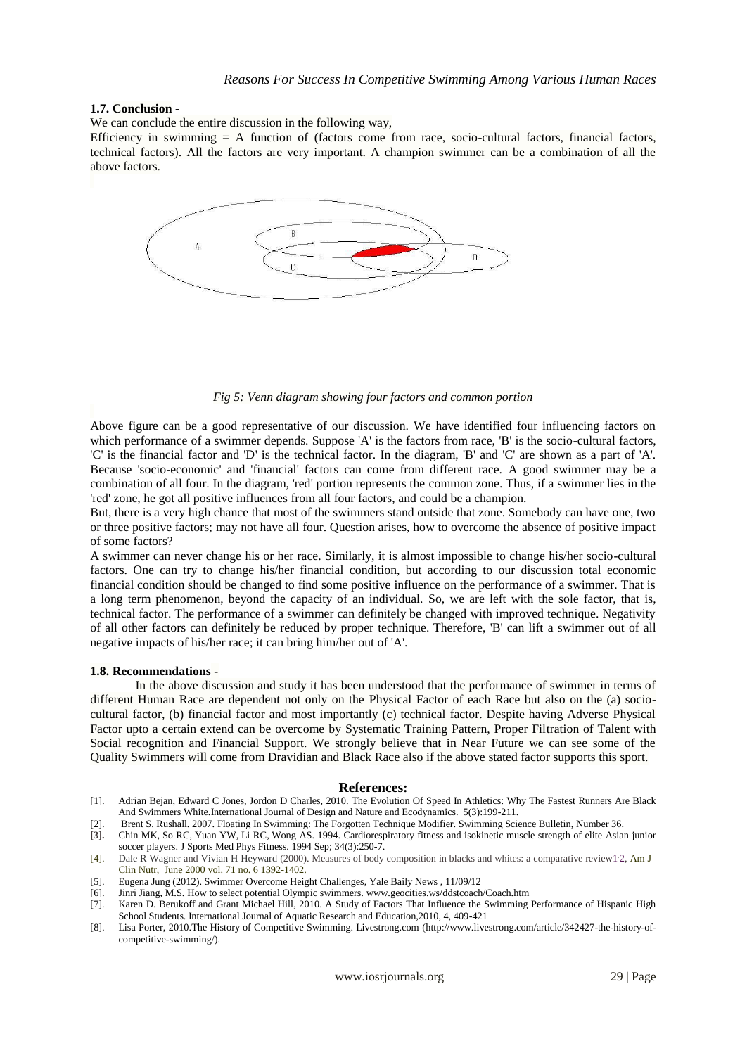### 1.7. Conclusion -

We can conclude the entire discussion in the following way,

Efficiency in swimming = A function of (factors come from race, socio-cultural factors, financial factors, technical factors). All the factors are very important. A champion swimmer can be a combination of all the above factors.

*Fig 5: Venn diagram showing four factors and common portion*

Above figure can be a good representative of our discussion. We have identified four influencing factors on which performance of a swimmer depends. Suppose 'A' is the factors from race, 'B' is the socio-cultural factors, 'C' is the financial factor and 'D' is the technical factor. In the diagram, 'B' and 'C' are shown as a part of 'A'. Because 'socio-economic' and 'financial' factors can come from different race. A good swimmer may be a combination of all four. In the diagram, 'red' portion represents the common zone. Thus, if a swimmer lies in the 'red' zone, he got all positive influences from all four factors, and could be a champion.

But, there is a very high chance that most of the swimmers stand outside that zone. Somebody can have one, two or three positive factors; may not have all four. Question arises, how to overcome the absence of positive impact of some factors?

A swimmer can never change his or her race. Similarly, it is almost impossible to change his/her socio-cultural factors. One can try to change his/her financial condition, but according to our discussion total economic financial condition should be changed to find some positive influence on the performance of a swimmer. That is a long term phenomenon, beyond the capacity of an individual. So, we are left with the sole factor, that is, technical factor. The performance of a swimmer can definitely be changed with improved technique. Negativity of all other factors can definitely be reduced by proper technique. Therefore, 'B' can lift a swimmer out of all negative impacts of his/her race; it can bring him/her out of 'A'.

### 1.8. Recommendations -

In the above discussion and study it has been understood that the performance of swimmer in terms of different Human Race are dependent not only on the Physical Factor of each Race but also on the (a) socio-cultural factor, (b) financial factor and most importantly (c) technical factor. Despite having Adverse Physical Factor upto a certain extend can be overcome by Systematic Training Pattern, Proper Filtration of Talent with Social recognition and Financial Support. We strongly believe that in Near Future we can see some of the Quality Swimmers will come from Dravidian and Black Race also if the above stated factor supports this sport.

## References:

[1]. Adrian Bejan, Edward C Jones, Jordon D Charles, 2010. The Evolution Of Speed In Athletics: Why The Fastest Runners Are Black And Swimmers White.International Journal of Design and Nature and Ecodynamics. 5(3):199-211.

[2]. Brent S. Rushall. 2007. Floating In Swimming: The Forgotten Technique Modifier. Swimming Science Bulletin, Number 36.

[3]. Chin MK, So RC, Yuan YW, Li RC, Wong AS. 1994. Cardiorespiratory fitness and isokinetic muscle strength of elite Asian junior soccer players. J Sports Med Phys Fitness. 1994 Sep; 34(3):250-7.

[4]. Dale R Wagner and Vivian H Heyward (2000). Measures of body composition in blacks and whites: a comparative review1,2, Am J Clin Nutr, June 2000 vol. 71 no. 6 1392-1402.

[5]. Eugena Jung (2012). Swimmer Overcome Height Challenges, Yale Baily News , 11/09/12

[6]. Jinri Jiang, M.S. How to select potential Olympic swimmers. www.geocities.ws/ddstcoach/Coach.htm

[7]. Karen D. Berukoff and Grant Michael Hill, 2010. A Study of Factors That Influence the Swimming Performance of Hispanic High School Students. International Journal of Aquatic Research and Education,2010, 4, 409-421

[8]. Lisa Porter, 2010.The History of Competitive Swimming. Livestrong.com (http://www.livestrong.com/article/342427-the-history-of-competitive-swimming/).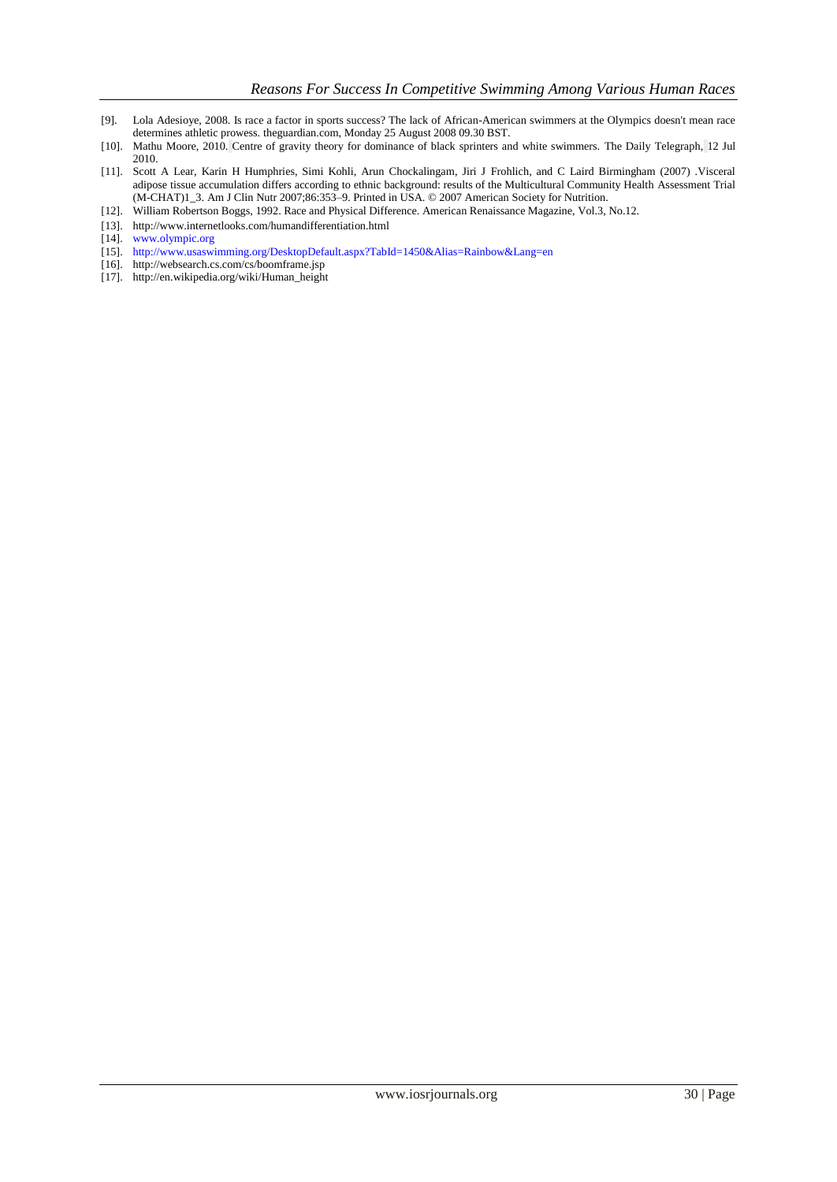[9]. Lola Adesioye, 2008. Is race a factor in sports success? The lack of African-American swimmers at the Olympics doesn't mean race determines athletic prowess. theguardian.com, Monday 25 August 2008 09.30 BST.

[10]. Mathu Moore, 2010. Centre of gravity theory for dominance of black sprinters and white swimmers. The Daily Telegraph, 12 Jul 2010.

[11]. Scott A Lear, Karin H Humphries, Simi Kohli, Arun Chockalingam, Jiri J Frohlich, and C Laird Birmingham (2007) .Visceral adipose tissue accumulation differs according to ethnic background: results of the Multicultural Community Health Assessment Trial (M-CHAT)1_3. Am J Clin Nutr 2007;86:353–9. Printed in USA. © 2007 American Society for Nutrition.

[12]. William Robertson Boggs, 1992. Race and Physical Difference. American Renaissance Magazine, Vol.3, No.12.

[13]. http://www.internetlooks.com/humandifferentiation.html

[14]. www.olympic.org

[15]. http://www.usaswimming.org/DesktopDefault.aspx?TabId=1450&Alias=Rainbow&Lang=en

[16]. http://websearch.cs.com/cs/boomframe.jsp

[17]. http://en.wikipedia.org/wiki/Human_height